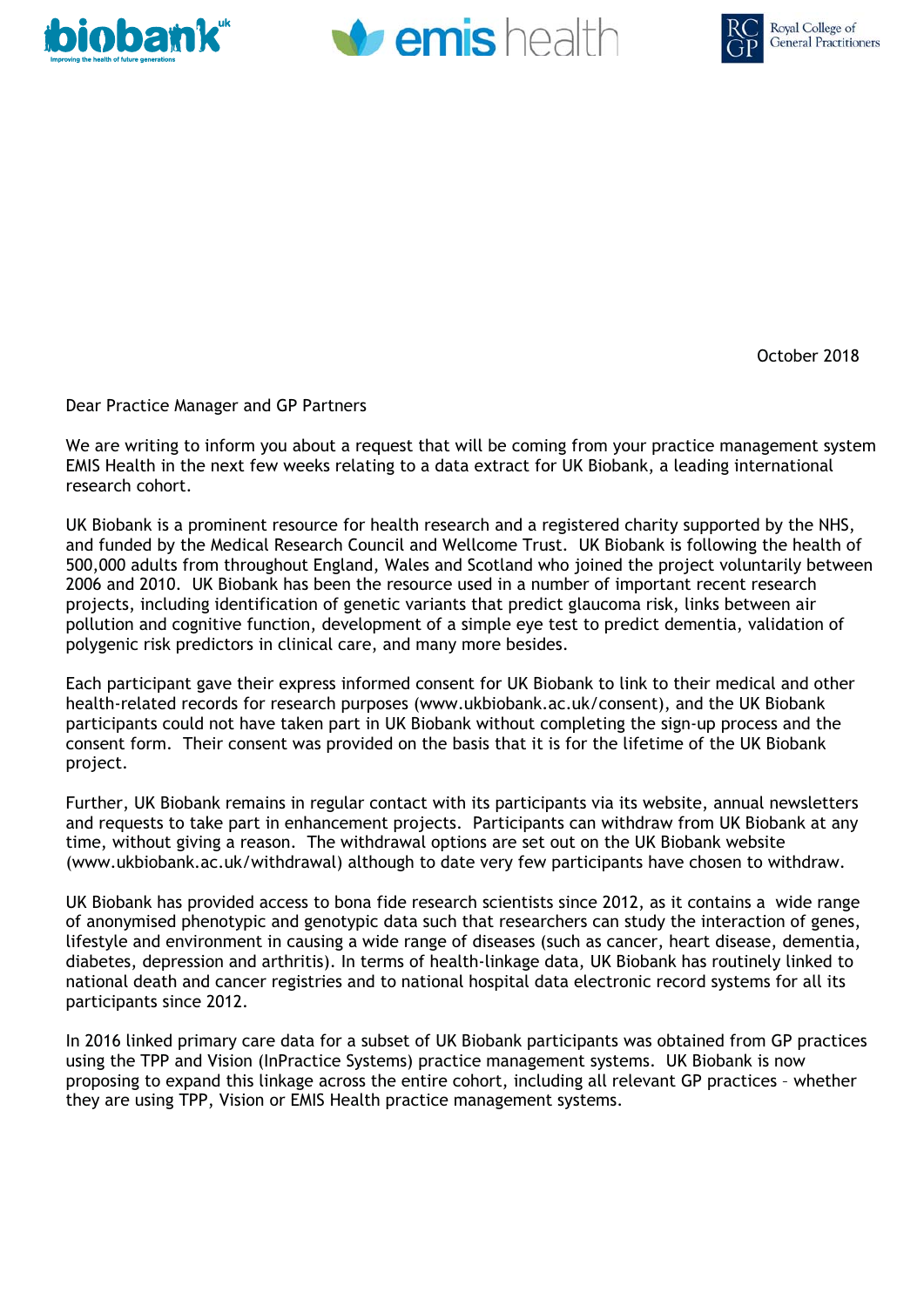October 2018

Dear Practice Manager and GP Partners

We are writing to inform you about a request that will be coming from your practice management system EMIS Health in the next few weeks relating to a data extract for UK Biobank, a leading international research cohort.

UK Biobank is a prominent resource for health research and a registered charity supported by the NHS, and funded by the Medical Research Council and Wellcome Trust. UK Biobank is following the health of 500,000 adults from throughout England, Wales and Scotland who joined the project voluntarily between 2006 and 2010. UK Biobank has been the resource used in a number of important recent research projects, including identification of genetic variants that predict glaucoma risk, links between air pollution and cognitive function, development of a simple eye test to predict dementia, validation of polygenic risk predictors in clinical care, and many more besides.

Each participant gave their express informed consent for UK Biobank to link to their medical and other health-related records for research purposes (www.ukbiobank.ac.uk/consent), and the UK Biobank participants could not have taken part in UK Biobank without completing the sign-up process and the consent form. Their consent was provided on the basis that it is for the lifetime of the UK Biobank project.

Further, UK Biobank remains in regular contact with its participants via its website, annual newsletters and requests to take part in enhancement projects. Participants can withdraw from UK Biobank at any time, without giving a reason. The withdrawal options are set out on the UK Biobank website (www.ukbiobank.ac.uk/withdrawal) although to date very few participants have chosen to withdraw.

UK Biobank has provided access to bona fide research scientists since 2012, as it contains a wide range of anonymised phenotypic and genotypic data such that researchers can study the interaction of genes, lifestyle and environment in causing a wide range of diseases (such as cancer, heart disease, dementia, diabetes, depression and arthritis). In terms of health-linkage data, UK Biobank has routinely linked to national death and cancer registries and to national hospital data electronic record systems for all its participants since 2012.

In 2016 linked primary care data for a subset of UK Biobank participants was obtained from GP practices using the TPP and Vision (InPractice Systems) practice management systems. UK Biobank is now proposing to expand this linkage across the entire cohort, including all relevant GP practices – whether they are using TPP, Vision or EMIS Health practice management systems.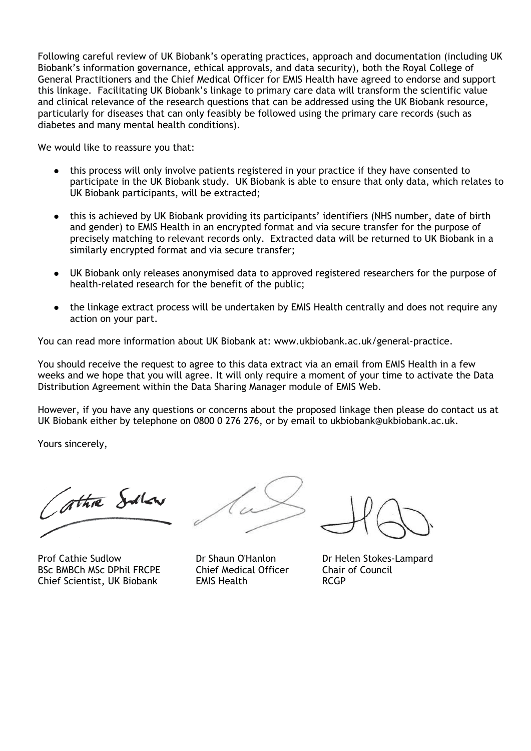Following careful review of UK Biobank's operating practices, approach and documentation (including UK Biobank's information governance, ethical approvals, and data security), both the Royal College of General Practitioners and the Chief Medical Officer for EMIS Health have agreed to endorse and support this linkage. Facilitating UK Biobank's linkage to primary care data will transform the scientific value and clinical relevance of the research questions that can be addressed using the UK Biobank resource, particularly for diseases that can only feasibly be followed using the primary care records (such as diabetes and many mental health conditions).

We would like to reassure you that:

- this process will only involve patients registered in your practice if they have consented to participate in the UK Biobank study. UK Biobank is able to ensure that only data, which relates to UK Biobank participants, will be extracted;
- this is achieved by UK Biobank providing its participants' identifiers (NHS number, date of birth and gender) to EMIS Health in an encrypted format and via secure transfer for the purpose of precisely matching to relevant records only. Extracted data will be returned to UK Biobank in a similarly encrypted format and via secure transfer;
- UK Biobank only releases anonymised data to approved registered researchers for the purpose of health-related research for the benefit of the public;
- the linkage extract process will be undertaken by EMIS Health centrally and does not require any action on your part.

You can read more information about UK Biobank at: www.ukbiobank.ac.uk/general-practice.

You should receive the request to agree to this data extract via an email from EMIS Health in a few weeks and we hope that you will agree. It will only require a moment of your time to activate the Data Distribution Agreement within the Data Sharing Manager module of EMIS Web.

However, if you have any questions or concerns about the proposed linkage then please do contact us at UK Biobank either by telephone on 0800 0 276 276, or by email to ukbiobank@ukbiobank.ac.uk.

Yours sincerely,

Prof Cathie Sudlow
BSc BMBCh MSc DPhil FRCPE
Chief Scientist, UK Biobank

Dr Shaun O'Hanlon
Chief Medical Officer
EMIS Health

Dr Helen Stokes-Lampard
Chair of Council
RCGP